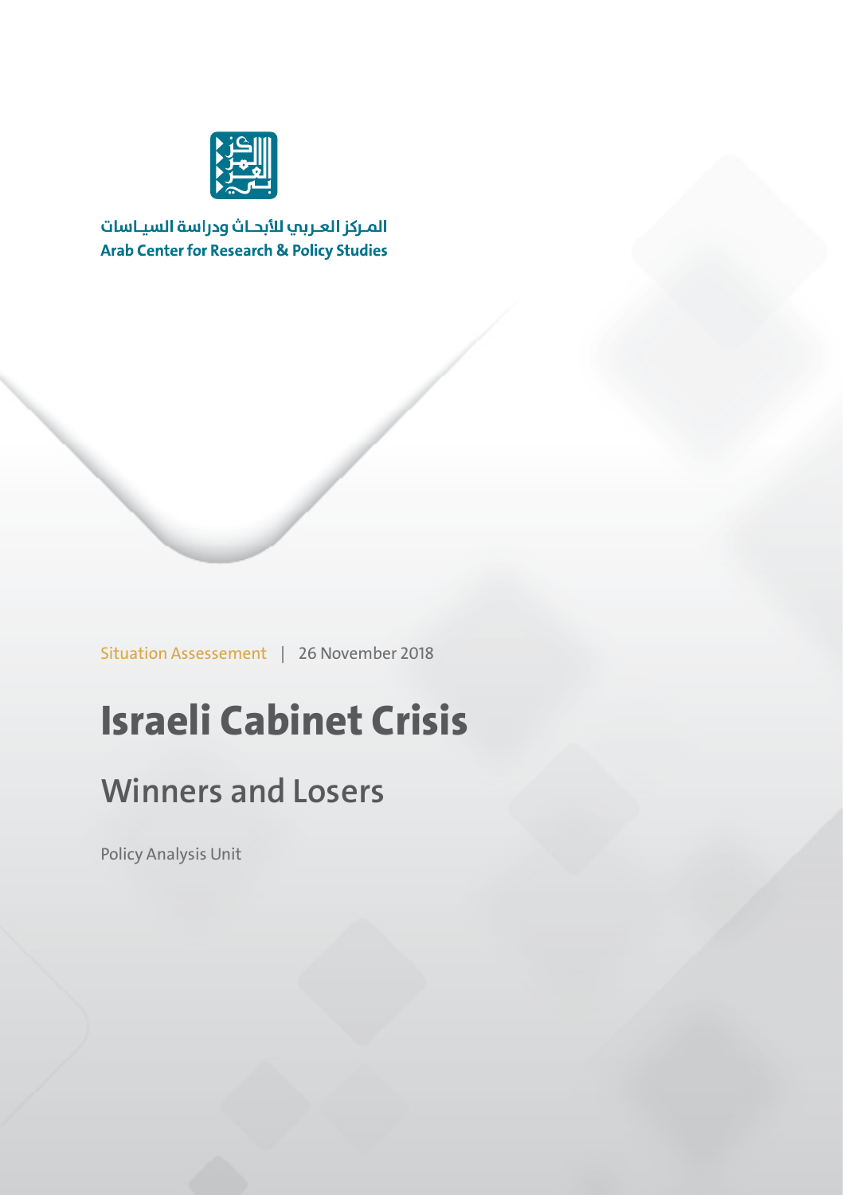المـركز العـربي للأبحـاث ودراسة السيـاسات

Arab Center for Research & Policy Studies

Situation Assessement | 26 November 2018

# Israeli Cabinet Crisis

## Winners and Losers

Policy Analysis Unit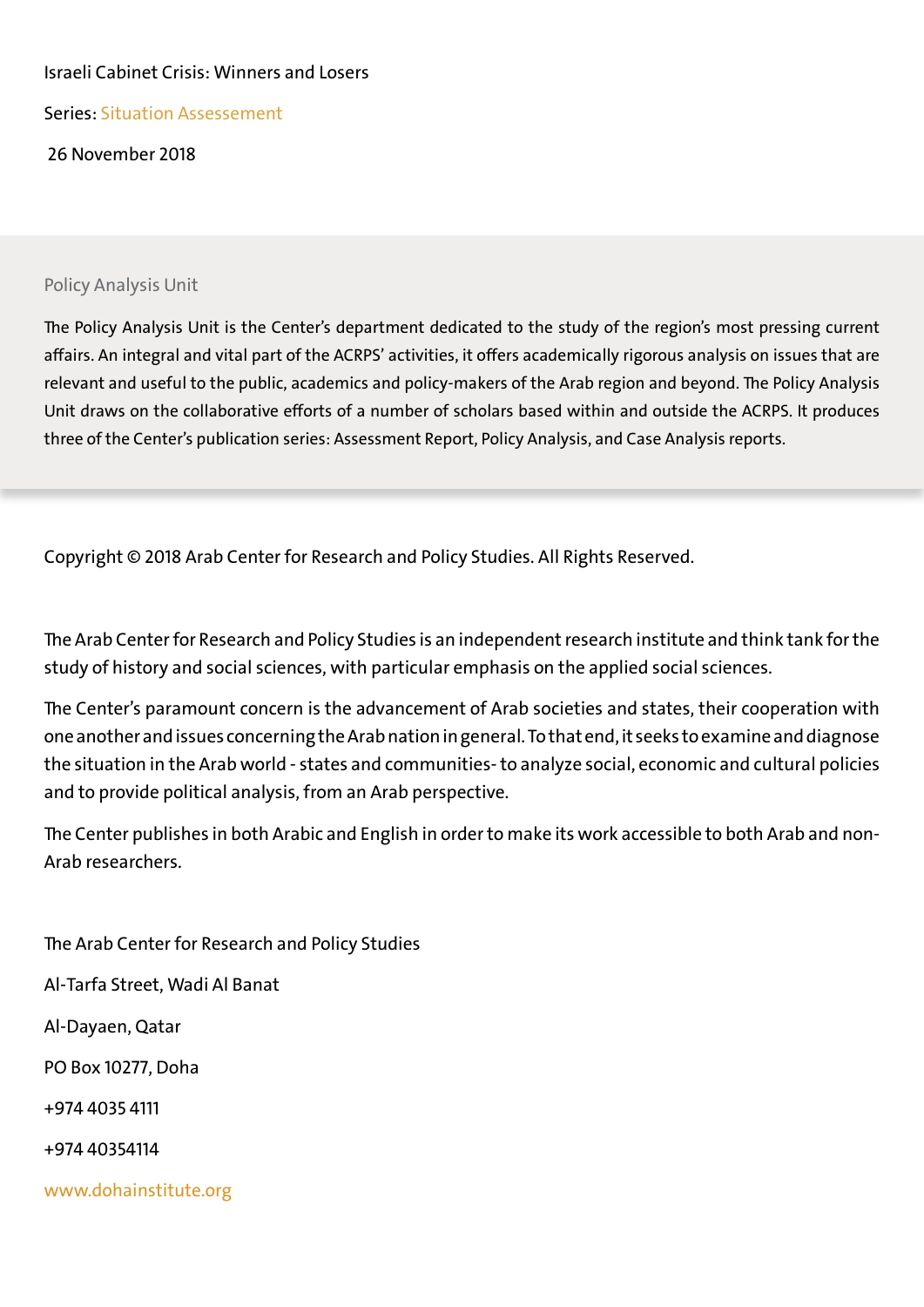Israeli Cabinet Crisis: Winners and Losers

Series: Situation Assessement

26 November 2018

Policy Analysis Unit

The Policy Analysis Unit is the Center's department dedicated to the study of the region's most pressing current affairs. An integral and vital part of the ACRPS' activities, it offers academically rigorous analysis on issues that are relevant and useful to the public, academics and policy-makers of the Arab region and beyond. The Policy Analysis Unit draws on the collaborative efforts of a number of scholars based within and outside the ACRPS. It produces three of the Center's publication series: Assessment Report, Policy Analysis, and Case Analysis reports.

Copyright © 2018 Arab Center for Research and Policy Studies. All Rights Reserved.

The Arab Center for Research and Policy Studies is an independent research institute and think tank for the study of history and social sciences, with particular emphasis on the applied social sciences.

The Center's paramount concern is the advancement of Arab societies and states, their cooperation with one another and issues concerning the Arab nation in general. To that end, it seeks to examine and diagnose the situation in the Arab world - states and communities- to analyze social, economic and cultural policies and to provide political analysis, from an Arab perspective.

The Center publishes in both Arabic and English in order to make its work accessible to both Arab and non-Arab researchers.

The Arab Center for Research and Policy Studies

Al-Tarfa Street, Wadi Al Banat

Al-Dayaen, Qatar

PO Box 10277, Doha

+974 4035 4111

+974 40354114

www.dohainstitute.org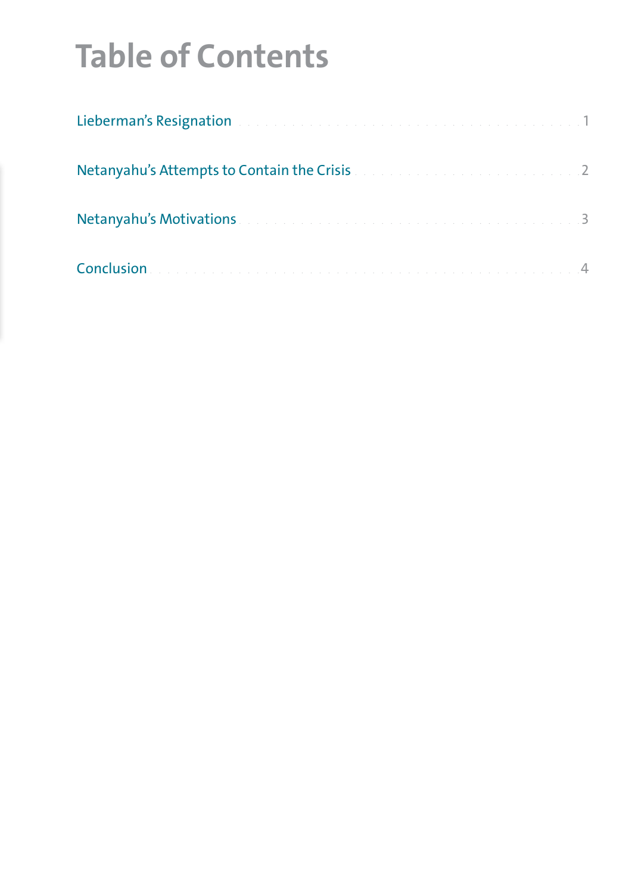# Table of Contents

Lieberman's Resignation . . . . . . . . . . . . . . . . . . . . . . . . . . . . . . . . . . . . . 1

Netanyahu's Attempts to Contain the Crisis . . . . . . . . . . . . . . . . . . . . . . . . 2

Netanyahu's Motivations . . . . . . . . . . . . . . . . . . . . . . . . . . . . . . . . . . . . . 3

Conclusion . . . . . . . . . . . . . . . . . . . . . . . . . . . . . . . . . . . . . . . . . . . . . 4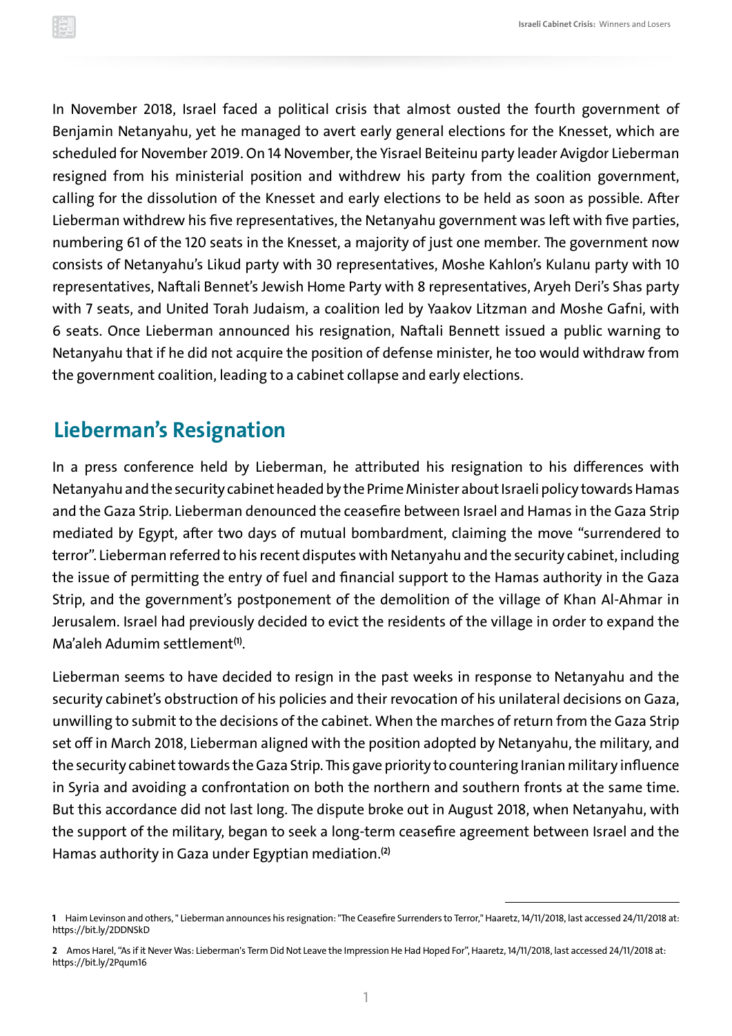In November 2018, Israel faced a political crisis that almost ousted the fourth government of Benjamin Netanyahu, yet he managed to avert early general elections for the Knesset, which are scheduled for November 2019. On 14 November, the Yisrael Beiteinu party leader Avigdor Lieberman resigned from his ministerial position and withdrew his party from the coalition government, calling for the dissolution of the Knesset and early elections to be held as soon as possible. After Lieberman withdrew his five representatives, the Netanyahu government was left with five parties, numbering 61 of the 120 seats in the Knesset, a majority of just one member. The government now consists of Netanyahu's Likud party with 30 representatives, Moshe Kahlon's Kulanu party with 10 representatives, Naftali Bennet's Jewish Home Party with 8 representatives, Aryeh Deri's Shas party with 7 seats, and United Torah Judaism, a coalition led by Yaakov Litzman and Moshe Gafni, with 6 seats. Once Lieberman announced his resignation, Naftali Bennett issued a public warning to Netanyahu that if he did not acquire the position of defense minister, he too would withdraw from the government coalition, leading to a cabinet collapse and early elections.

## Lieberman's Resignation

In a press conference held by Lieberman, he attributed his resignation to his differences with Netanyahu and the security cabinet headed by the Prime Minister about Israeli policy towards Hamas and the Gaza Strip. Lieberman denounced the ceasefire between Israel and Hamas in the Gaza Strip mediated by Egypt, after two days of mutual bombardment, claiming the move "surrendered to terror". Lieberman referred to his recent disputes with Netanyahu and the security cabinet, including the issue of permitting the entry of fuel and financial support to the Hamas authority in the Gaza Strip, and the government's postponement of the demolition of the village of Khan Al-Ahmar in Jerusalem. Israel had previously decided to evict the residents of the village in order to expand the Ma'aleh Adumim settlement[1].

Lieberman seems to have decided to resign in the past weeks in response to Netanyahu and the security cabinet's obstruction of his policies and their revocation of his unilateral decisions on Gaza, unwilling to submit to the decisions of the cabinet. When the marches of return from the Gaza Strip set off in March 2018, Lieberman aligned with the position adopted by Netanyahu, the military, and the security cabinet towards the Gaza Strip. This gave priority to countering Iranian military influence in Syria and avoiding a confrontation on both the northern and southern fronts at the same time. But this accordance did not last long. The dispute broke out in August 2018, when Netanyahu, with the support of the military, began to seek a long-term ceasefire agreement between Israel and the Hamas authority in Gaza under Egyptian mediation.[2]

---

**1** Haim Levinson and others, " Lieberman announces his resignation: "The Ceasefire Surrenders to Terror," Haaretz, 14/11/2018, last accessed 24/11/2018 at: https://bit.ly/2DDNSkD

**2** Amos Harel, "As if it Never Was: Lieberman's Term Did Not Leave the Impression He Had Hoped For", Haaretz, 14/11/2018, last accessed 24/11/2018 at: https://bit.ly/2Pqum16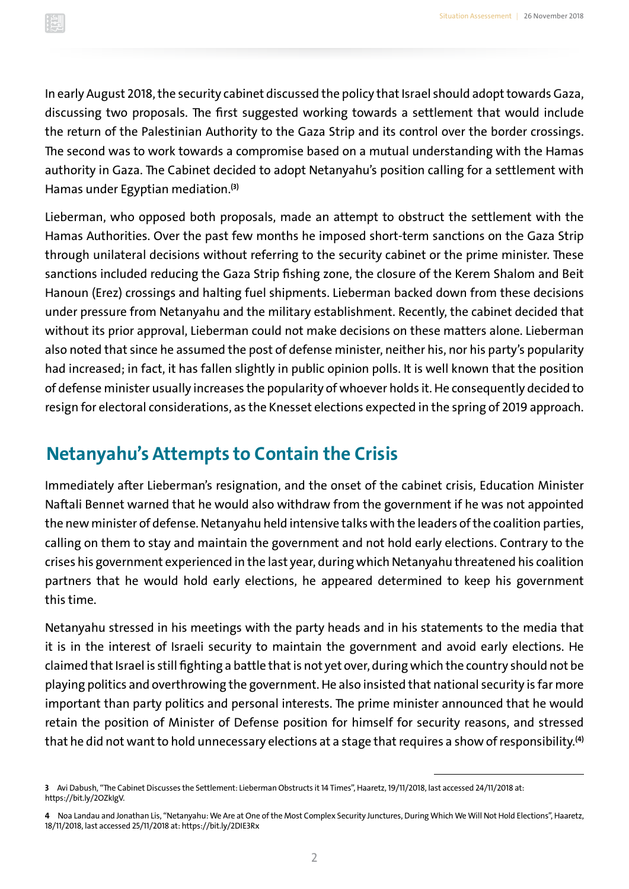In early August 2018, the security cabinet discussed the policy that Israel should adopt towards Gaza, discussing two proposals. The first suggested working towards a settlement that would include the return of the Palestinian Authority to the Gaza Strip and its control over the border crossings. The second was to work towards a compromise based on a mutual understanding with the Hamas authority in Gaza. The Cabinet decided to adopt Netanyahu's position calling for a settlement with Hamas under Egyptian mediation.[3]

Lieberman, who opposed both proposals, made an attempt to obstruct the settlement with the Hamas Authorities. Over the past few months he imposed short-term sanctions on the Gaza Strip through unilateral decisions without referring to the security cabinet or the prime minister. These sanctions included reducing the Gaza Strip fishing zone, the closure of the Kerem Shalom and Beit Hanoun (Erez) crossings and halting fuel shipments. Lieberman backed down from these decisions under pressure from Netanyahu and the military establishment. Recently, the cabinet decided that without its prior approval, Lieberman could not make decisions on these matters alone. Lieberman also noted that since he assumed the post of defense minister, neither his, nor his party's popularity had increased; in fact, it has fallen slightly in public opinion polls. It is well known that the position of defense minister usually increases the popularity of whoever holds it. He consequently decided to resign for electoral considerations, as the Knesset elections expected in the spring of 2019 approach.

## Netanyahu's Attempts to Contain the Crisis

Immediately after Lieberman's resignation, and the onset of the cabinet crisis, Education Minister Naftali Bennet warned that he would also withdraw from the government if he was not appointed the new minister of defense. Netanyahu held intensive talks with the leaders of the coalition parties, calling on them to stay and maintain the government and not hold early elections. Contrary to the crises his government experienced in the last year, during which Netanyahu threatened his coalition partners that he would hold early elections, he appeared determined to keep his government this time.

Netanyahu stressed in his meetings with the party heads and in his statements to the media that it is in the interest of Israeli security to maintain the government and avoid early elections. He claimed that Israel is still fighting a battle that is not yet over, during which the country should not be playing politics and overthrowing the government. He also insisted that national security is far more important than party politics and personal interests. The prime minister announced that he would retain the position of Minister of Defense position for himself for security reasons, and stressed that he did not want to hold unnecessary elections at a stage that requires a show of responsibility.[4]

---

**3** Avi Dabush, "The Cabinet Discusses the Settlement: Lieberman Obstructs it 14 Times", Haaretz, 19/11/2018, last accessed 24/11/2018 at: https://bit.ly/2OZkIgV.

**4** Noa Landau and Jonathan Lis, "Netanyahu: We Are at One of the Most Complex Security Junctures, During Which We Will Not Hold Elections", Haaretz, 18/11/2018, last accessed 25/11/2018 at: https://bit.ly/2DIE3Rx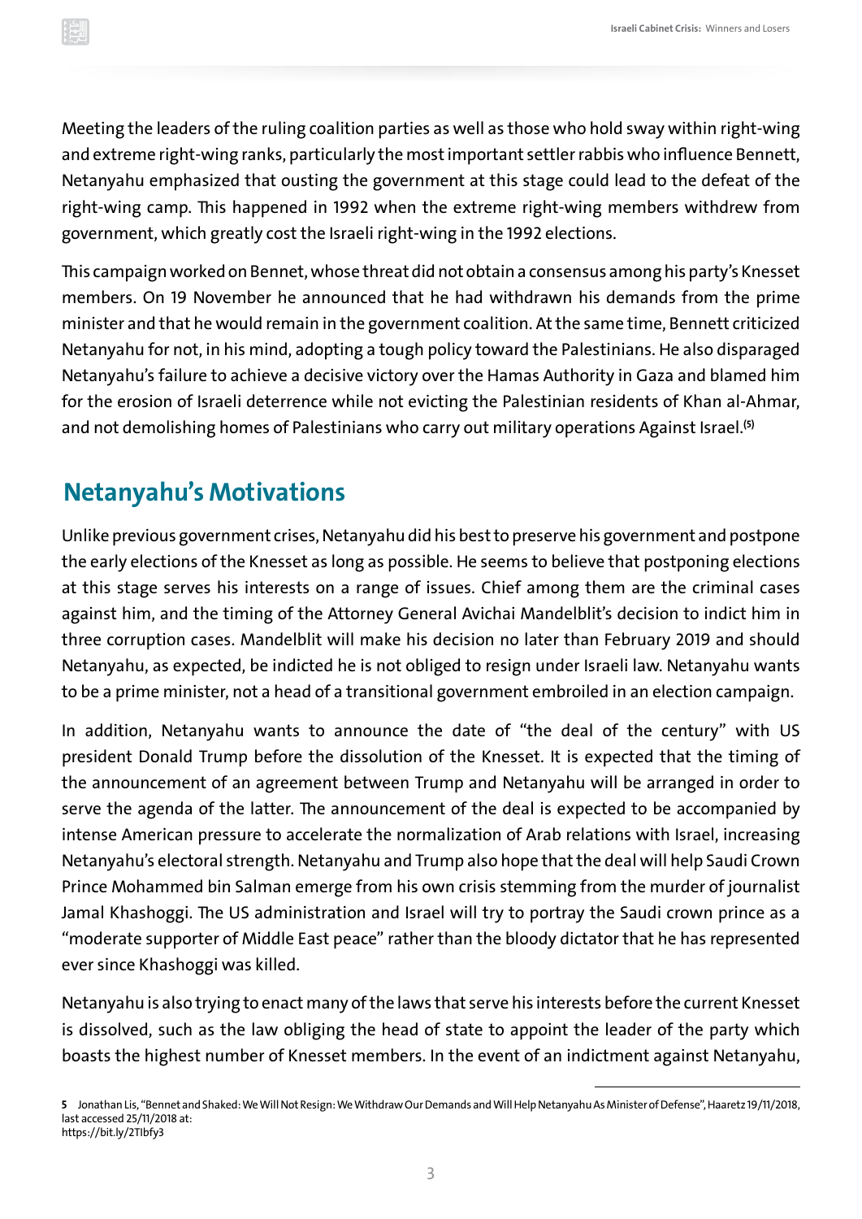Meeting the leaders of the ruling coalition parties as well as those who hold sway within right-wing and extreme right-wing ranks, particularly the most important settler rabbis who influence Bennett, Netanyahu emphasized that ousting the government at this stage could lead to the defeat of the right-wing camp. This happened in 1992 when the extreme right-wing members withdrew from government, which greatly cost the Israeli right-wing in the 1992 elections.

This campaign worked on Bennet, whose threat did not obtain a consensus among his party's Knesset members. On 19 November he announced that he had withdrawn his demands from the prime minister and that he would remain in the government coalition. At the same time, Bennett criticized Netanyahu for not, in his mind, adopting a tough policy toward the Palestinians. He also disparaged Netanyahu's failure to achieve a decisive victory over the Hamas Authority in Gaza and blamed him for the erosion of Israeli deterrence while not evicting the Palestinian residents of Khan al-Ahmar, and not demolishing homes of Palestinians who carry out military operations Against Israel.[5]

## Netanyahu's Motivations

Unlike previous government crises, Netanyahu did his best to preserve his government and postpone the early elections of the Knesset as long as possible. He seems to believe that postponing elections at this stage serves his interests on a range of issues. Chief among them are the criminal cases against him, and the timing of the Attorney General Avichai Mandelblit's decision to indict him in three corruption cases. Mandelblit will make his decision no later than February 2019 and should Netanyahu, as expected, be indicted he is not obliged to resign under Israeli law. Netanyahu wants to be a prime minister, not a head of a transitional government embroiled in an election campaign.

In addition, Netanyahu wants to announce the date of "the deal of the century" with US president Donald Trump before the dissolution of the Knesset. It is expected that the timing of the announcement of an agreement between Trump and Netanyahu will be arranged in order to serve the agenda of the latter. The announcement of the deal is expected to be accompanied by intense American pressure to accelerate the normalization of Arab relations with Israel, increasing Netanyahu's electoral strength. Netanyahu and Trump also hope that the deal will help Saudi Crown Prince Mohammed bin Salman emerge from his own crisis stemming from the murder of journalist Jamal Khashoggi. The US administration and Israel will try to portray the Saudi crown prince as a "moderate supporter of Middle East peace" rather than the bloody dictator that he has represented ever since Khashoggi was killed.

Netanyahu is also trying to enact many of the laws that serve his interests before the current Knesset is dissolved, such as the law obliging the head of state to appoint the leader of the party which boasts the highest number of Knesset members. In the event of an indictment against Netanyahu,

---

**5** Jonathan Lis, "Bennet and Shaked: We Will Not Resign: We Withdraw Our Demands and Will Help Netanyahu As Minister of Defense", Haaretz 19/11/2018, last accessed 25/11/2018 at: https://bit.ly/2TIbfy3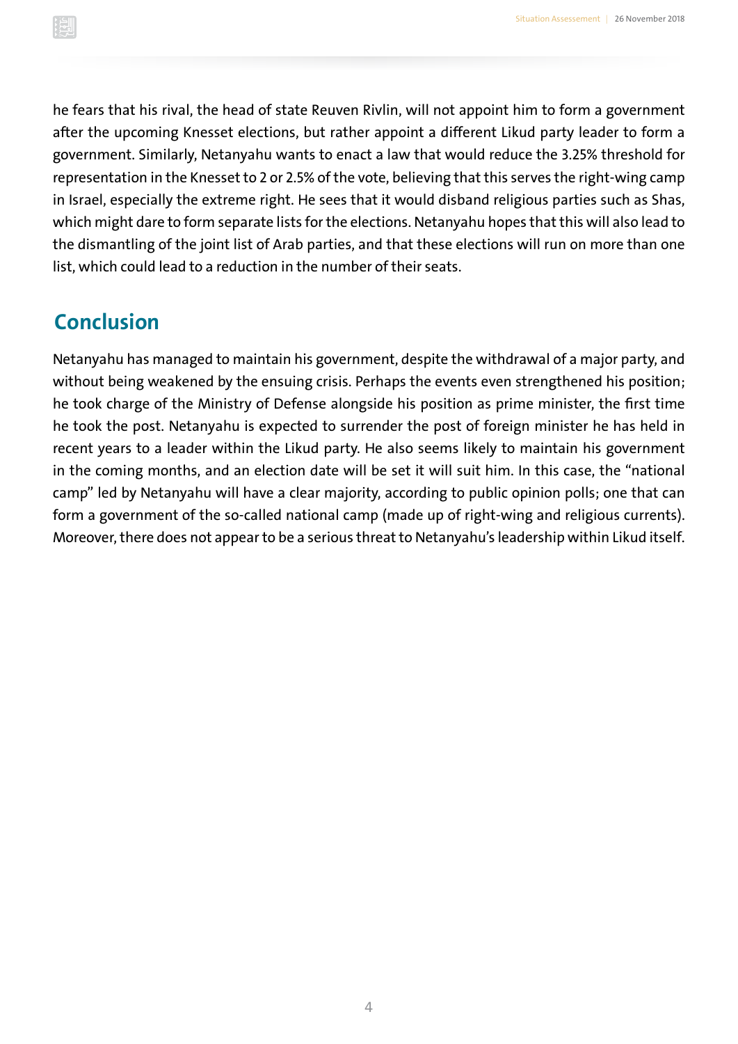he fears that his rival, the head of state Reuven Rivlin, will not appoint him to form a government after the upcoming Knesset elections, but rather appoint a different Likud party leader to form a government. Similarly, Netanyahu wants to enact a law that would reduce the 3.25% threshold for representation in the Knesset to 2 or 2.5% of the vote, believing that this serves the right-wing camp in Israel, especially the extreme right. He sees that it would disband religious parties such as Shas, which might dare to form separate lists for the elections. Netanyahu hopes that this will also lead to the dismantling of the joint list of Arab parties, and that these elections will run on more than one list, which could lead to a reduction in the number of their seats.

## Conclusion

Netanyahu has managed to maintain his government, despite the withdrawal of a major party, and without being weakened by the ensuing crisis. Perhaps the events even strengthened his position; he took charge of the Ministry of Defense alongside his position as prime minister, the first time he took the post. Netanyahu is expected to surrender the post of foreign minister he has held in recent years to a leader within the Likud party. He also seems likely to maintain his government in the coming months, and an election date will be set it will suit him. In this case, the "national camp" led by Netanyahu will have a clear majority, according to public opinion polls; one that can form a government of the so-called national camp (made up of right-wing and religious currents). Moreover, there does not appear to be a serious threat to Netanyahu's leadership within Likud itself.